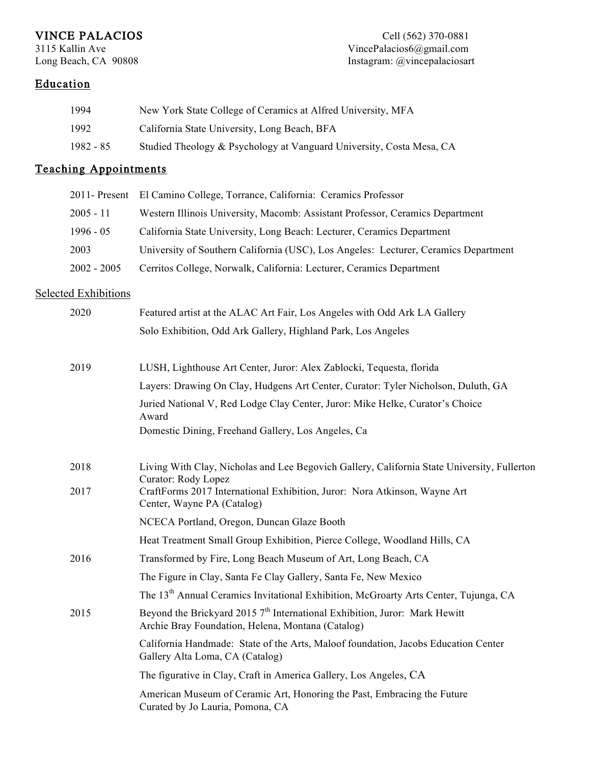# VINCE PALACIOS

3115 Kallin Ave
Long Beach, CA 90808

Cell (562) 370-0881
VincePalacios6@gmail.com
Instagram: @vincepalaciosart

## Education

| | |
|---|---|
| 1994 | New York State College of Ceramics at Alfred University, MFA |
| 1992 | California State University, Long Beach, BFA |
| 1982 - 85 | Studied Theology & Psychology at Vanguard University, Costa Mesa, CA |

## Teaching Appointments

| | |
|---|---|
| 2011- Present | El Camino College, Torrance, California: Ceramics Professor |
| 2005 - 11 | Western Illinois University, Macomb: Assistant Professor, Ceramics Department |
| 1996 - 05 | California State University, Long Beach: Lecturer, Ceramics Department |
| 2003 | University of Southern California (USC), Los Angeles: Lecturer, Ceramics Department |
| 2002 - 2005 | Cerritos College, Norwalk, California: Lecturer, Ceramics Department |

## Selected Exhibitions

| | |
|---|---|
| 2020 | Featured artist at the ALAC Art Fair, Los Angeles with Odd Ark LA Gallery |
| | Solo Exhibition, Odd Ark Gallery, Highland Park, Los Angeles |
| 2019 | LUSH, Lighthouse Art Center, Juror: Alex Zablocki, Tequesta, florida |
| | Layers: Drawing On Clay, Hudgens Art Center, Curator: Tyler Nicholson, Duluth, GA |
| | Juried National V, Red Lodge Clay Center, Juror: Mike Helke, Curator's Choice Award |
| | Domestic Dining, Freehand Gallery, Los Angeles, Ca |
| 2018 | Living With Clay, Nicholas and Lee Begovich Gallery, California State University, Fullerton Curator: Rody Lopez |
| 2017 | CraftForms 2017 International Exhibition, Juror: Nora Atkinson, Wayne Art Center, Wayne PA (Catalog) |
| | NCECA Portland, Oregon, Duncan Glaze Booth |
| | Heat Treatment Small Group Exhibition, Pierce College, Woodland Hills, CA |
| 2016 | Transformed by Fire, Long Beach Museum of Art, Long Beach, CA |
| | The Figure in Clay, Santa Fe Clay Gallery, Santa Fe, New Mexico |
| | The 13th Annual Ceramics Invitational Exhibition, McGroarty Arts Center, Tujunga, CA |
| 2015 | Beyond the Brickyard 2015 7th International Exhibition, Juror: Mark Hewitt Archie Bray Foundation, Helena, Montana (Catalog) |
| | California Handmade: State of the Arts, Maloof foundation, Jacobs Education Center Gallery Alta Loma, CA (Catalog) |
| | The figurative in Clay, Craft in America Gallery, Los Angeles, CA |
| | American Museum of Ceramic Art, Honoring the Past, Embracing the Future Curated by Jo Lauria, Pomona, CA |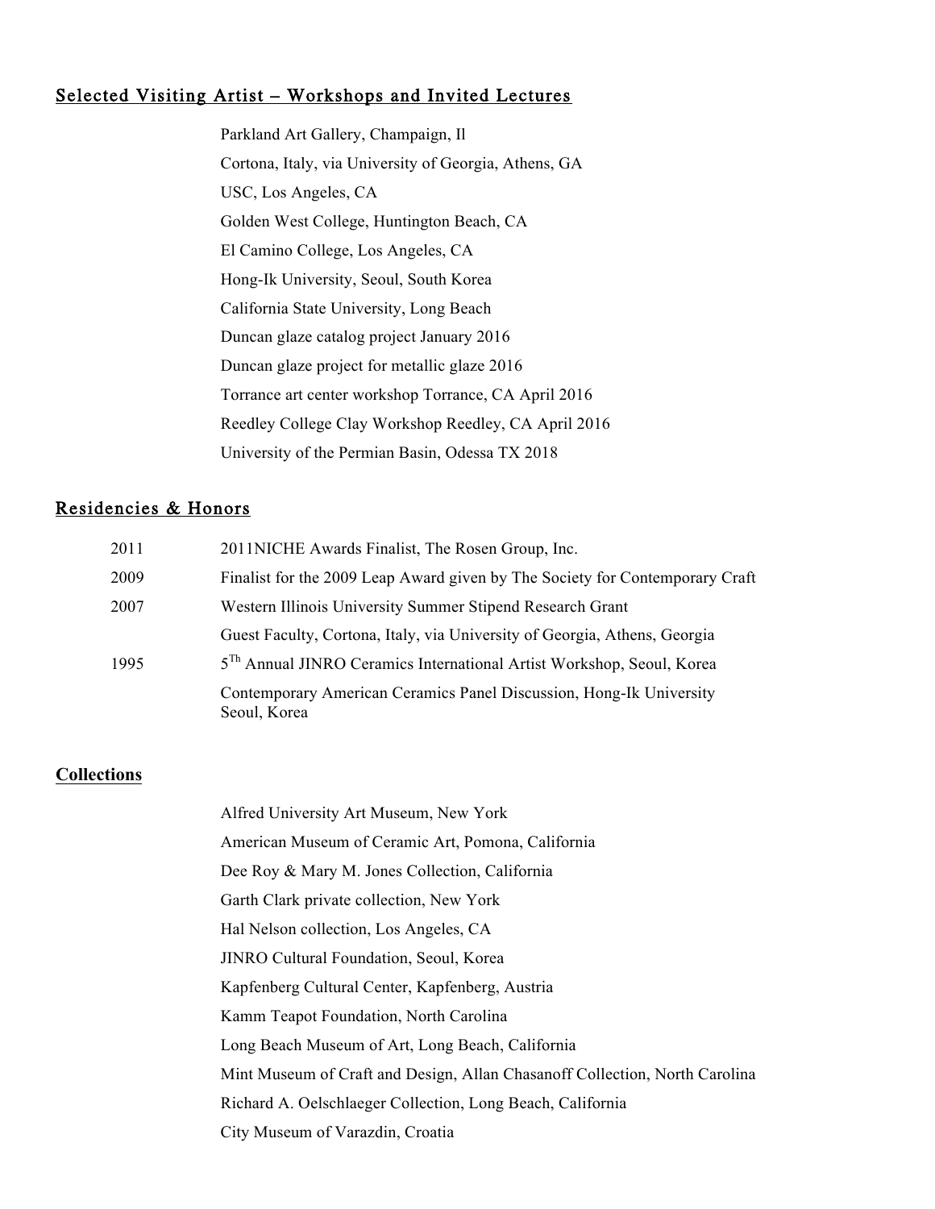## Selected Visiting Artist – Workshops and Invited Lectures

Parkland Art Gallery, Champaign, Il

Cortona, Italy, via University of Georgia, Athens, GA

USC, Los Angeles, CA

Golden West College, Huntington Beach, CA

El Camino College, Los Angeles, CA

Hong-Ik University, Seoul, South Korea

California State University, Long Beach

Duncan glaze catalog project January 2016

Duncan glaze project for metallic glaze 2016

Torrance art center workshop Torrance, CA April 2016

Reedley College Clay Workshop Reedley, CA April 2016

University of the Permian Basin, Odessa TX 2018

## Residencies & Honors

| | |
|---|---|
| 2011 | 2011NICHE Awards Finalist, The Rosen Group, Inc. |
| 2009 | Finalist for the 2009 Leap Award given by The Society for Contemporary Craft |
| 2007 | Western Illinois University Summer Stipend Research Grant |
| | Guest Faculty, Cortona, Italy, via University of Georgia, Athens, Georgia |
| 1995 | 5Th Annual JINRO Ceramics International Artist Workshop, Seoul, Korea |
| | Contemporary American Ceramics Panel Discussion, Hong-Ik University Seoul, Korea |

## Collections

Alfred University Art Museum, New York

American Museum of Ceramic Art, Pomona, California

Dee Roy & Mary M. Jones Collection, California

Garth Clark private collection, New York

Hal Nelson collection, Los Angeles, CA

JINRO Cultural Foundation, Seoul, Korea

Kapfenberg Cultural Center, Kapfenberg, Austria

Kamm Teapot Foundation, North Carolina

Long Beach Museum of Art, Long Beach, California

Mint Museum of Craft and Design, Allan Chasanoff Collection, North Carolina

Richard A. Oelschlaeger Collection, Long Beach, California

City Museum of Varazdin, Croatia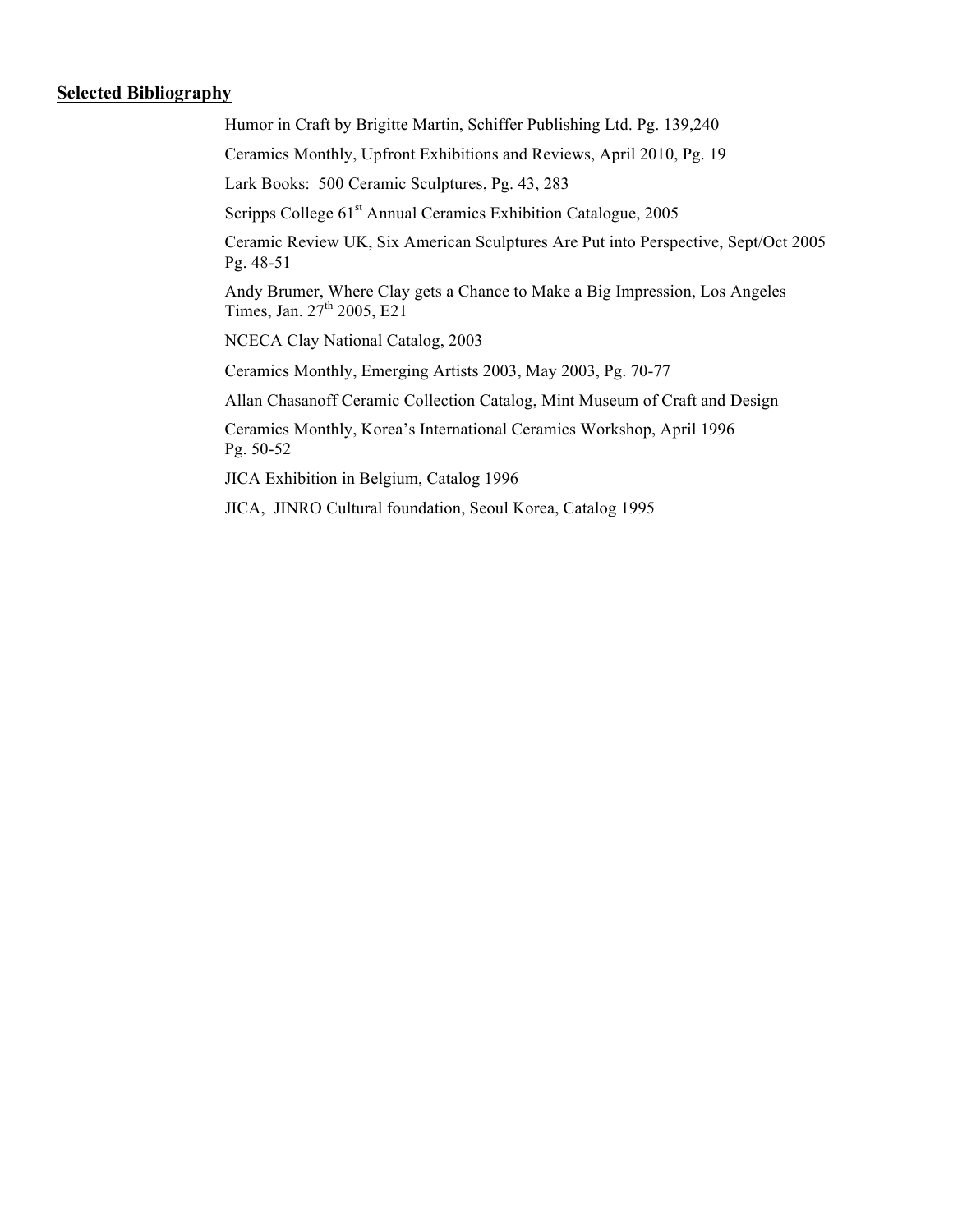## Selected Bibliography

Humor in Craft by Brigitte Martin, Schiffer Publishing Ltd. Pg. 139,240

Ceramics Monthly, Upfront Exhibitions and Reviews, April 2010, Pg. 19

Lark Books: 500 Ceramic Sculptures, Pg. 43, 283

Scripps College 61st Annual Ceramics Exhibition Catalogue, 2005

Ceramic Review UK, Six American Sculptures Are Put into Perspective, Sept/Oct 2005 Pg. 48-51

Andy Brumer, Where Clay gets a Chance to Make a Big Impression, Los Angeles Times, Jan. 27th 2005, E21

NCECA Clay National Catalog, 2003

Ceramics Monthly, Emerging Artists 2003, May 2003, Pg. 70-77

Allan Chasanoff Ceramic Collection Catalog, Mint Museum of Craft and Design

Ceramics Monthly, Korea's International Ceramics Workshop, April 1996 Pg. 50-52

JICA Exhibition in Belgium, Catalog 1996

JICA, JINRO Cultural foundation, Seoul Korea, Catalog 1995